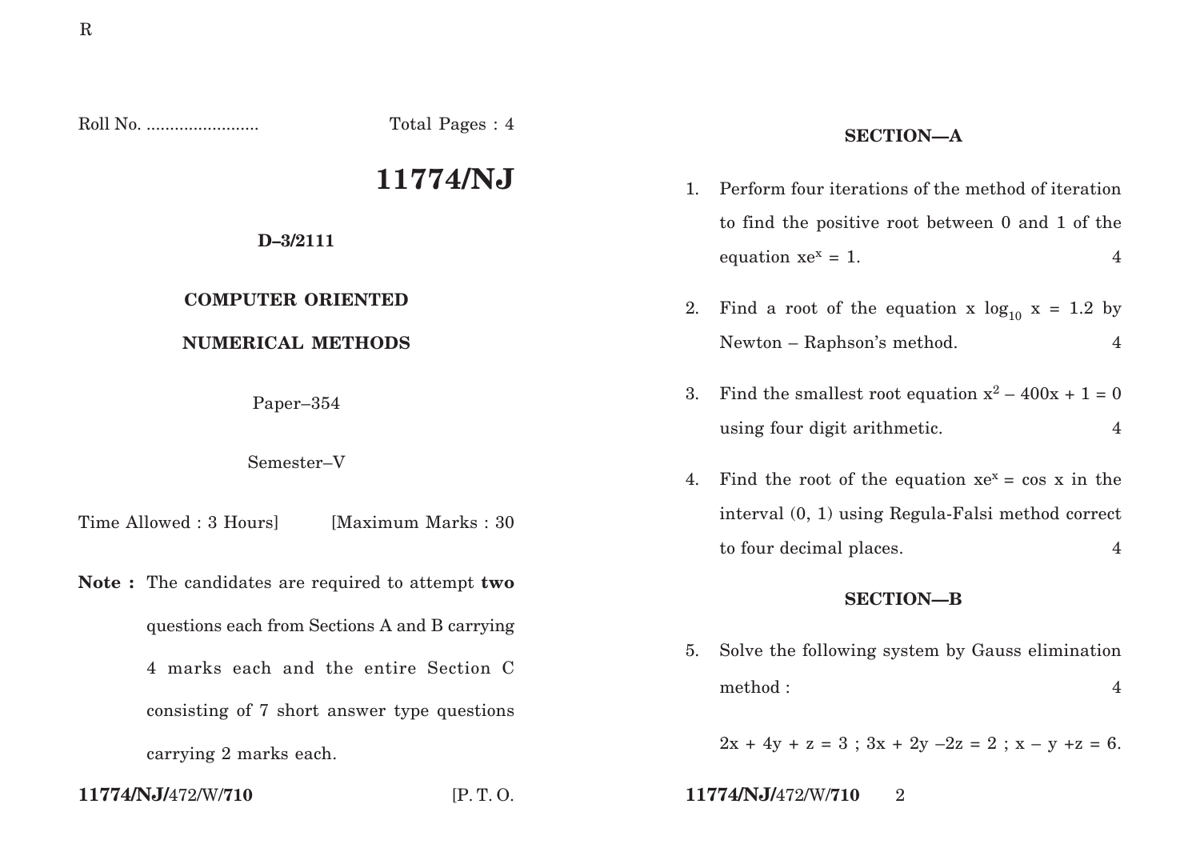Roll No. ........................ Total Pages : 4

# 11774/NJ

**D–3/2111**

**COMPUTER ORIENTED**

**NUMERICAL METHODS**

Paper–354

Semester–V

Time Allowed : 3 Hours] [Maximum Marks : 30

**Note :** The candidates are required to attempt **two** questions each from Sections A and B carrying 4 marks each and the entire Section C consisting of 7 short answer type questions carrying 2 marks each.

## SECTION—A

1. Perform four iterations of the method of iteration to find the positive root between 0 and 1 of the equation $xe^x = 1$. 4

2. Find a root of the equation $x \log_{10} x = 1.2$ by Newton – Raphson's method. 4

3. Find the smallest root equation $x^2 - 400x + 1 = 0$ using four digit arithmetic. 4

4. Find the root of the equation $xe^x = \cos x$ in the interval (0, 1) using Regula-Falsi method correct to four decimal places. 4

## SECTION—B

5. Solve the following system by Gauss elimination method : 4

   $2x + 4y + z = 3$ ; $3x + 2y - 2z = 2$ ; $x - y + z = 6$.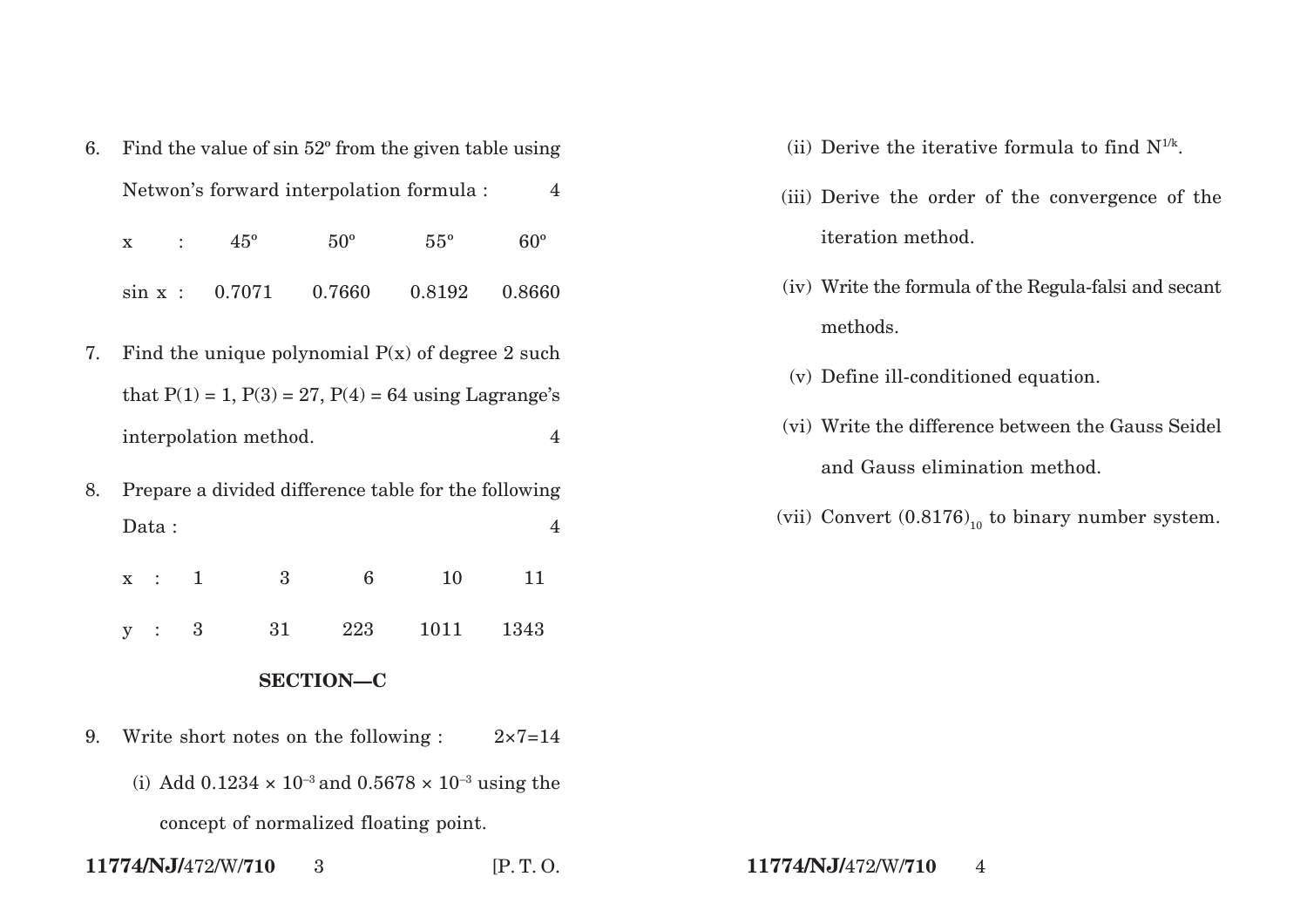6. Find the value of sin 52º from the given table using Netwon's forward interpolation formula : 4

| | | | | |
|---|---|---|---|---|
| x : | 45º | 50º | 55º | 60º |
| sin x : | 0.7071 | 0.7660 | 0.8192 | 0.8660 |

7. Find the unique polynomial P(x) of degree 2 such that P(1) = 1, P(3) = 27, P(4) = 64 using Lagrange's interpolation method. 4

8. Prepare a divided difference table for the following Data : 4

| | | | | | |
|---|---|---|---|---|---|
| x : | 1 | 3 | 6 | 10 | 11 |
| y : | 3 | 31 | 223 | 1011 | 1343 |

## SECTION—C

9. Write short notes on the following : 2×7=14

   (i) Add $0.1234 \times 10^{-3}$ and $0.5678 \times 10^{-3}$ using the concept of normalized floating point.

   (ii) Derive the iterative formula to find $N^{1/k}$.

   (iii) Derive the order of the convergence of the iteration method.

   (iv) Write the formula of the Regula-falsi and secant methods.

   (v) Define ill-conditioned equation.

   (vi) Write the difference between the Gauss Seidel and Gauss elimination method.

   (vii) Convert $(0.8176)_{10}$ to binary number system.